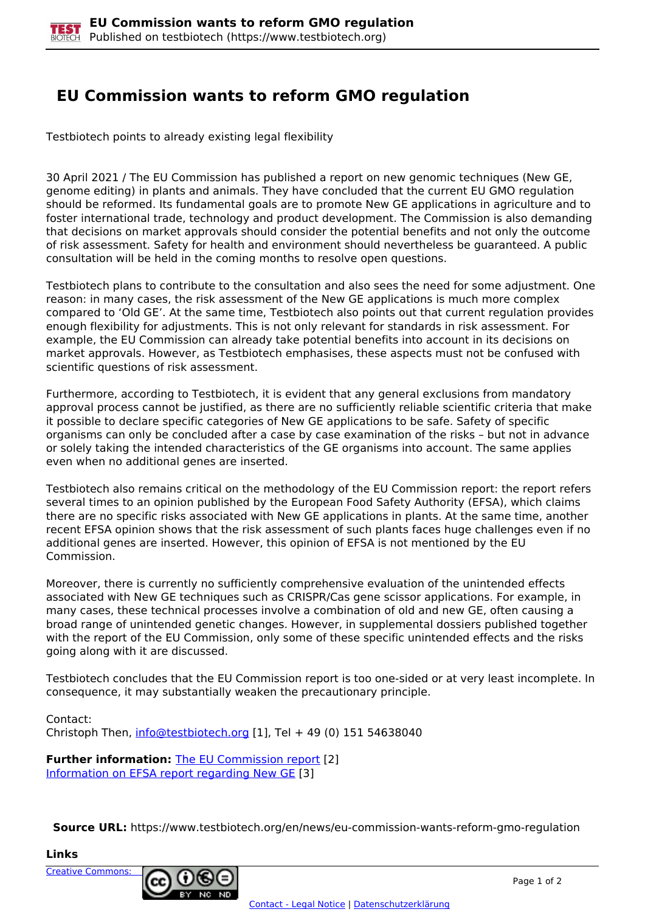# EU Commission wants to reform GMO regulation

Testbiotech points to already existing legal flexibility

30 April 2021 / The EU Commission has published a report on new genomic techniques (New GE, genome editing) in plants and animals. They have concluded that the current EU GMO regulation should be reformed. Its fundamental goals are to promote New GE applications in agriculture and to foster international trade, technology and product development. The Commission is also demanding that decisions on market approvals should consider the potential benefits and not only the outcome of risk assessment. Safety for health and environment should nevertheless be guaranteed. A public consultation will be held in the coming months to resolve open questions.

Testbiotech plans to contribute to the consultation and also sees the need for some adjustment. One reason: in many cases, the risk assessment of the New GE applications is much more complex compared to ‘Old GE’. At the same time, Testbiotech also points out that current regulation provides enough flexibility for adjustments. This is not only relevant for standards in risk assessment. For example, the EU Commission can already take potential benefits into account in its decisions on market approvals. However, as Testbiotech emphasises, these aspects must not be confused with scientific questions of risk assessment.

Furthermore, according to Testbiotech, it is evident that any general exclusions from mandatory approval process cannot be justified, as there are no sufficiently reliable scientific criteria that make it possible to declare specific categories of New GE applications to be safe. Safety of specific organisms can only be concluded after a case by case examination of the risks – but not in advance or solely taking the intended characteristics of the GE organisms into account. The same applies even when no additional genes are inserted.

Testbiotech also remains critical on the methodology of the EU Commission report: the report refers several times to an opinion published by the European Food Safety Authority (EFSA), which claims there are no specific risks associated with New GE applications in plants. At the same time, another recent EFSA opinion shows that the risk assessment of such plants faces huge challenges even if no additional genes are inserted. However, this opinion of EFSA is not mentioned by the EU Commission.

Moreover, there is currently no sufficiently comprehensive evaluation of the unintended effects associated with New GE techniques such as CRISPR/Cas gene scissor applications. For example, in many cases, these technical processes involve a combination of old and new GE, often causing a broad range of unintended genetic changes. However, in supplemental dossiers published together with the report of the EU Commission, only some of these specific unintended effects and the risks going along with it are discussed.

Testbiotech concludes that the EU Commission report is too one-sided or at very least incomplete. In consequence, it may substantially weaken the precautionary principle.

Contact:
Christoph Then, info@testbiotech.org [1], Tel + 49 (0) 151 54638040

**Further information:** The EU Commission report [2]
Information on EFSA report regarding New GE [3]

**Source URL:** https://www.testbiotech.org/en/news/eu-commission-wants-reform-gmo-regulation

**Links**

Creative Commons:

Contact - Legal Notice | Datenschutzerklärung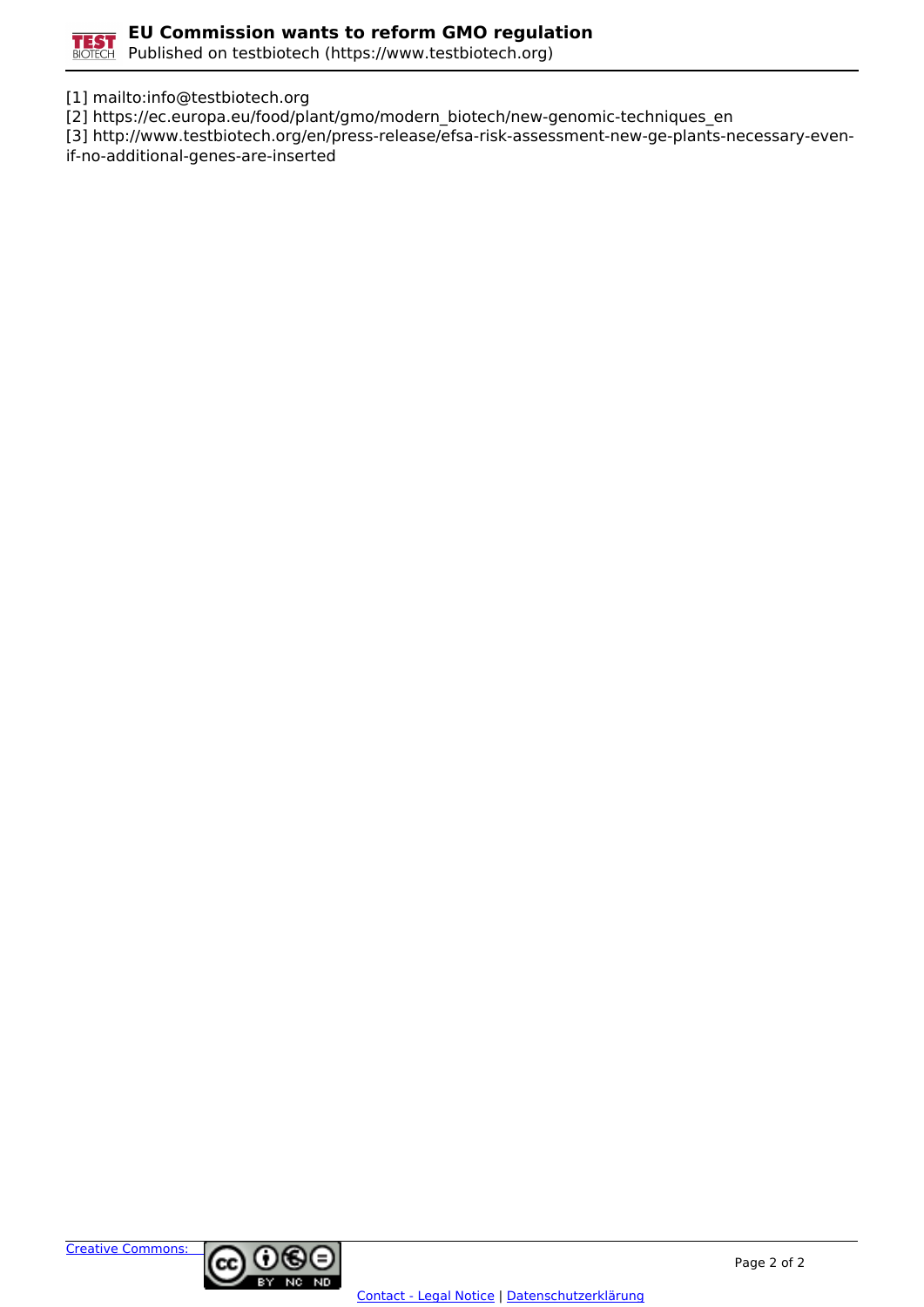[1] mailto:info@testbiotech.org
[2] https://ec.europa.eu/food/plant/gmo/modern_biotech/new-genomic-techniques_en
[3] http://www.testbiotech.org/en/press-release/efsa-risk-assessment-new-ge-plants-necessary-even-if-no-additional-genes-are-inserted